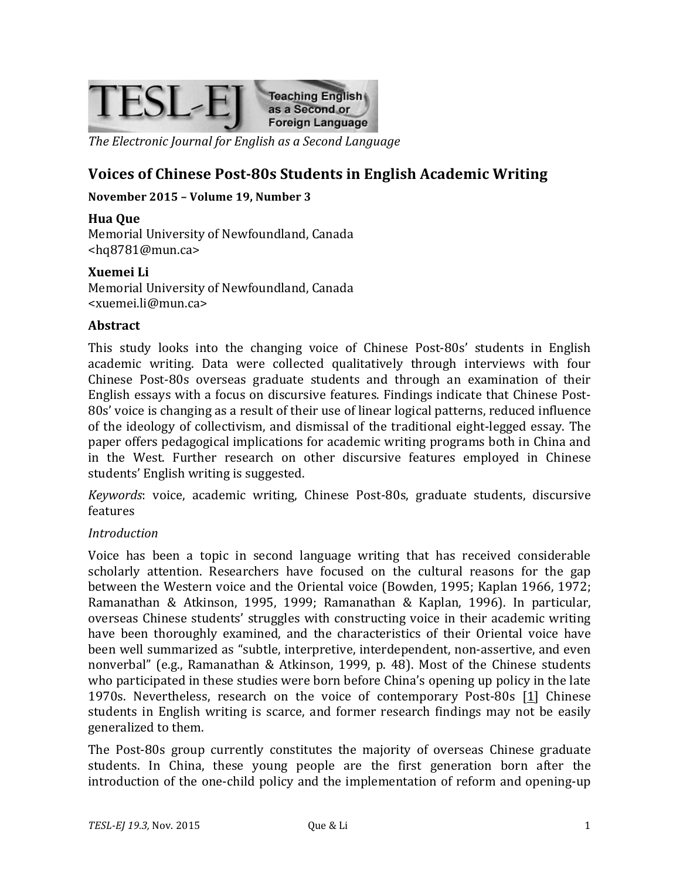TESL-EJ Teaching English as a Second or Foreign Language

*The Electronic Journal for English as a Second Language*

# Voices of Chinese Post-80s Students in English Academic Writing

**November 2015 – Volume 19, Number 3**

**Hua Que**
Memorial University of Newfoundland, Canada
<hq8781@mun.ca>

**Xuemei Li**
Memorial University of Newfoundland, Canada
<xuemei.li@mun.ca>

## Abstract

This study looks into the changing voice of Chinese Post-80s' students in English academic writing. Data were collected qualitatively through interviews with four Chinese Post-80s overseas graduate students and through an examination of their English essays with a focus on discursive features. Findings indicate that Chinese Post-80s' voice is changing as a result of their use of linear logical patterns, reduced influence of the ideology of collectivism, and dismissal of the traditional eight-legged essay. The paper offers pedagogical implications for academic writing programs both in China and in the West. Further research on other discursive features employed in Chinese students' English writing is suggested.

*Keywords*: voice, academic writing, Chinese Post-80s, graduate students, discursive features

*Introduction*

Voice has been a topic in second language writing that has received considerable scholarly attention. Researchers have focused on the cultural reasons for the gap between the Western voice and the Oriental voice (Bowden, 1995; Kaplan 1966, 1972; Ramanathan & Atkinson, 1995, 1999; Ramanathan & Kaplan, 1996). In particular, overseas Chinese students' struggles with constructing voice in their academic writing have been thoroughly examined, and the characteristics of their Oriental voice have been well summarized as "subtle, interpretive, interdependent, non-assertive, and even nonverbal" (e.g., Ramanathan & Atkinson, 1999, p. 48). Most of the Chinese students who participated in these studies were born before China's opening up policy in the late 1970s. Nevertheless, research on the voice of contemporary Post-80s [1] Chinese students in English writing is scarce, and former research findings may not be easily generalized to them.

The Post-80s group currently constitutes the majority of overseas Chinese graduate students. In China, these young people are the first generation born after the introduction of the one-child policy and the implementation of reform and opening-up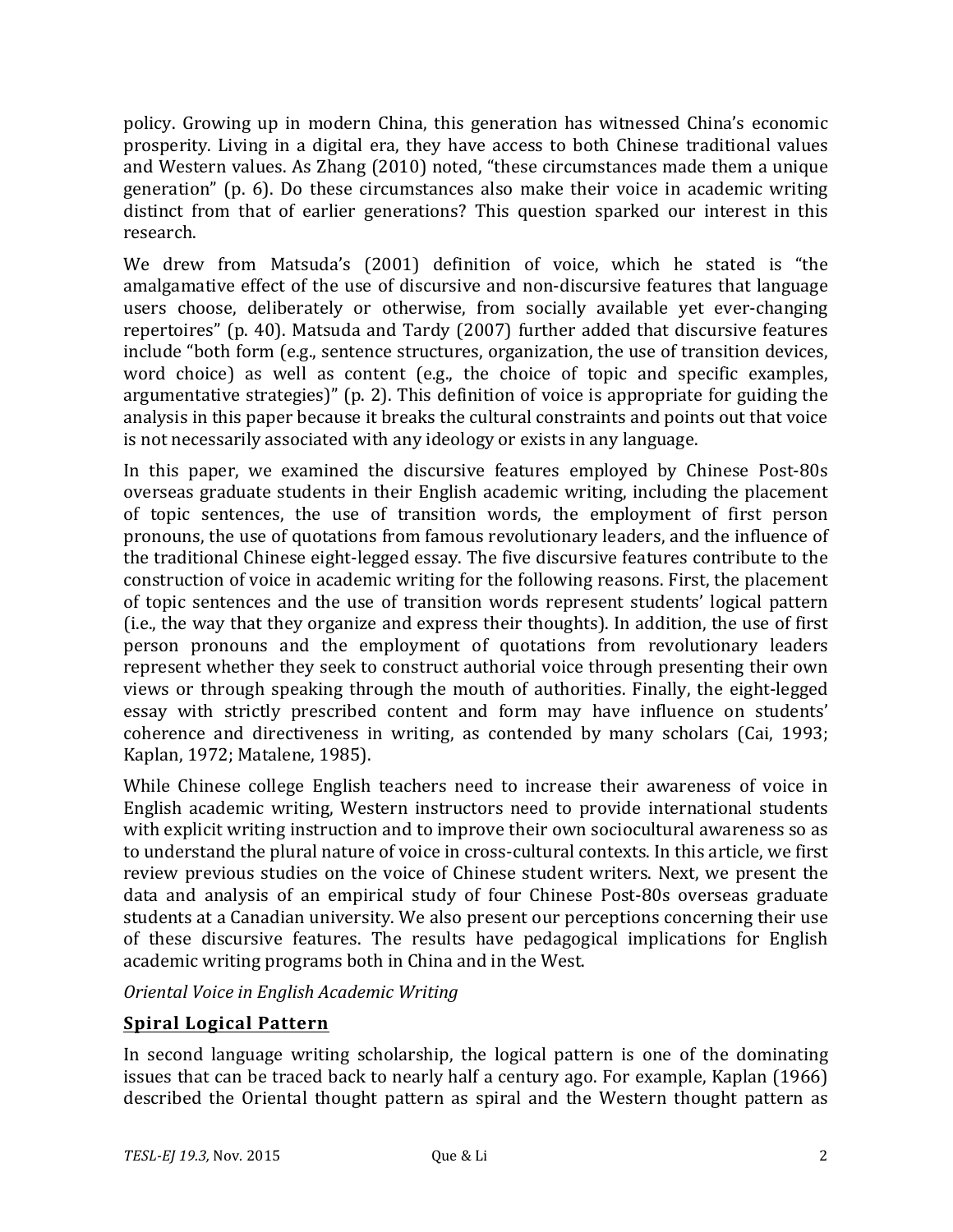policy. Growing up in modern China, this generation has witnessed China's economic prosperity. Living in a digital era, they have access to both Chinese traditional values and Western values. As Zhang (2010) noted, "these circumstances made them a unique generation" (p. 6). Do these circumstances also make their voice in academic writing distinct from that of earlier generations? This question sparked our interest in this research.

We drew from Matsuda's (2001) definition of voice, which he stated is "the amalgamative effect of the use of discursive and non-discursive features that language users choose, deliberately or otherwise, from socially available yet ever-changing repertoires" (p. 40). Matsuda and Tardy (2007) further added that discursive features include "both form (e.g., sentence structures, organization, the use of transition devices, word choice) as well as content (e.g., the choice of topic and specific examples, argumentative strategies)" (p. 2). This definition of voice is appropriate for guiding the analysis in this paper because it breaks the cultural constraints and points out that voice is not necessarily associated with any ideology or exists in any language.

In this paper, we examined the discursive features employed by Chinese Post-80s overseas graduate students in their English academic writing, including the placement of topic sentences, the use of transition words, the employment of first person pronouns, the use of quotations from famous revolutionary leaders, and the influence of the traditional Chinese eight-legged essay. The five discursive features contribute to the construction of voice in academic writing for the following reasons. First, the placement of topic sentences and the use of transition words represent students' logical pattern (i.e., the way that they organize and express their thoughts). In addition, the use of first person pronouns and the employment of quotations from revolutionary leaders represent whether they seek to construct authorial voice through presenting their own views or through speaking through the mouth of authorities. Finally, the eight-legged essay with strictly prescribed content and form may have influence on students' coherence and directiveness in writing, as contended by many scholars (Cai, 1993; Kaplan, 1972; Matalene, 1985).

While Chinese college English teachers need to increase their awareness of voice in English academic writing, Western instructors need to provide international students with explicit writing instruction and to improve their own sociocultural awareness so as to understand the plural nature of voice in cross-cultural contexts. In this article, we first review previous studies on the voice of Chinese student writers. Next, we present the data and analysis of an empirical study of four Chinese Post-80s overseas graduate students at a Canadian university. We also present our perceptions concerning their use of these discursive features. The results have pedagogical implications for English academic writing programs both in China and in the West.

*Oriental Voice in English Academic Writing*

## Spiral Logical Pattern

In second language writing scholarship, the logical pattern is one of the dominating issues that can be traced back to nearly half a century ago. For example, Kaplan (1966) described the Oriental thought pattern as spiral and the Western thought pattern as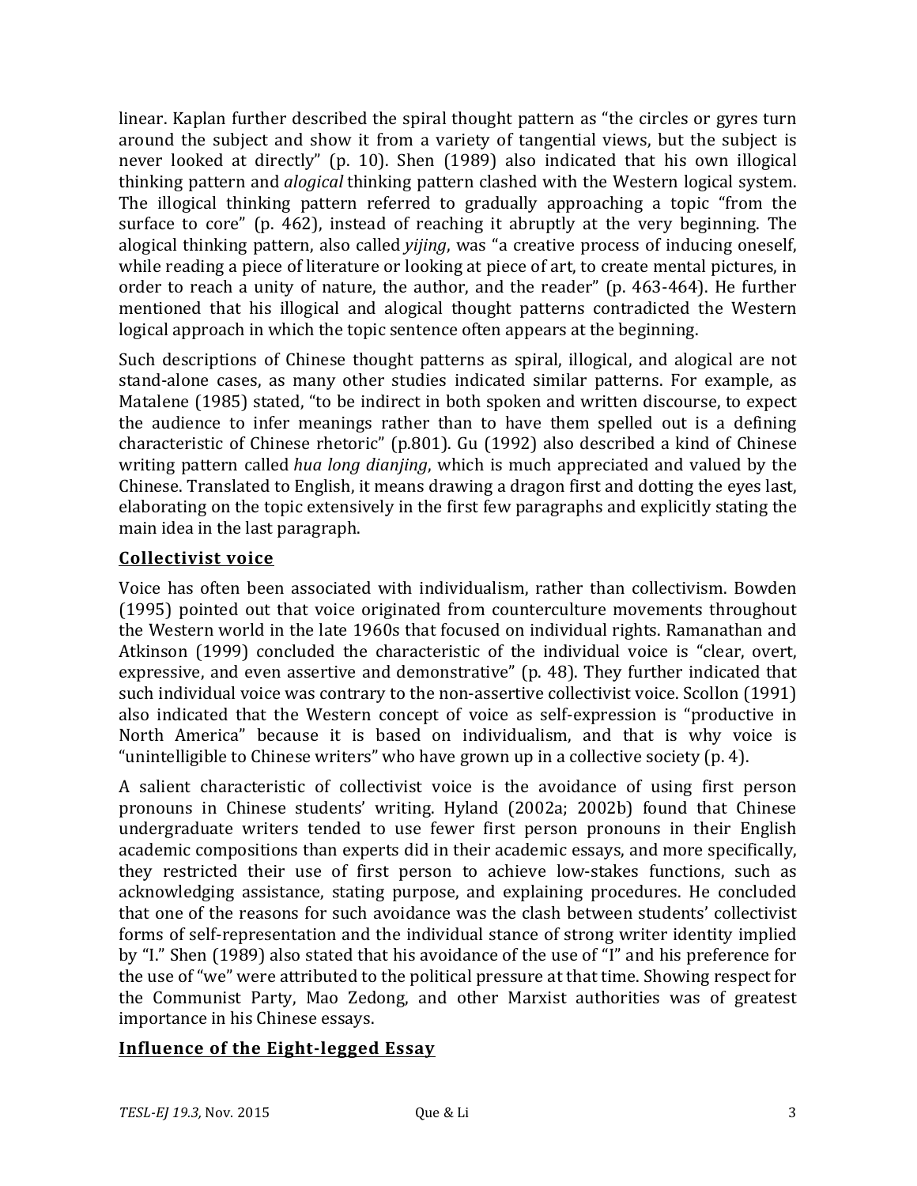linear. Kaplan further described the spiral thought pattern as "the circles or gyres turn around the subject and show it from a variety of tangential views, but the subject is never looked at directly" (p. 10). Shen (1989) also indicated that his own illogical thinking pattern and *alogical* thinking pattern clashed with the Western logical system. The illogical thinking pattern referred to gradually approaching a topic "from the surface to core" (p. 462), instead of reaching it abruptly at the very beginning. The alogical thinking pattern, also called *yijing*, was "a creative process of inducing oneself, while reading a piece of literature or looking at piece of art, to create mental pictures, in order to reach a unity of nature, the author, and the reader" (p. 463-464). He further mentioned that his illogical and alogical thought patterns contradicted the Western logical approach in which the topic sentence often appears at the beginning.

Such descriptions of Chinese thought patterns as spiral, illogical, and alogical are not stand-alone cases, as many other studies indicated similar patterns. For example, as Matalene (1985) stated, "to be indirect in both spoken and written discourse, to expect the audience to infer meanings rather than to have them spelled out is a defining characteristic of Chinese rhetoric" (p.801). Gu (1992) also described a kind of Chinese writing pattern called *hua long dianjing*, which is much appreciated and valued by the Chinese. Translated to English, it means drawing a dragon first and dotting the eyes last, elaborating on the topic extensively in the first few paragraphs and explicitly stating the main idea in the last paragraph.

## Collectivist voice

Voice has often been associated with individualism, rather than collectivism. Bowden (1995) pointed out that voice originated from counterculture movements throughout the Western world in the late 1960s that focused on individual rights. Ramanathan and Atkinson (1999) concluded the characteristic of the individual voice is "clear, overt, expressive, and even assertive and demonstrative" (p. 48). They further indicated that such individual voice was contrary to the non-assertive collectivist voice. Scollon (1991) also indicated that the Western concept of voice as self-expression is "productive in North America" because it is based on individualism, and that is why voice is "unintelligible to Chinese writers" who have grown up in a collective society (p. 4).

A salient characteristic of collectivist voice is the avoidance of using first person pronouns in Chinese students' writing. Hyland (2002a; 2002b) found that Chinese undergraduate writers tended to use fewer first person pronouns in their English academic compositions than experts did in their academic essays, and more specifically, they restricted their use of first person to achieve low-stakes functions, such as acknowledging assistance, stating purpose, and explaining procedures. He concluded that one of the reasons for such avoidance was the clash between students' collectivist forms of self-representation and the individual stance of strong writer identity implied by "I." Shen (1989) also stated that his avoidance of the use of "I" and his preference for the use of "we" were attributed to the political pressure at that time. Showing respect for the Communist Party, Mao Zedong, and other Marxist authorities was of greatest importance in his Chinese essays.

## Influence of the Eight-legged Essay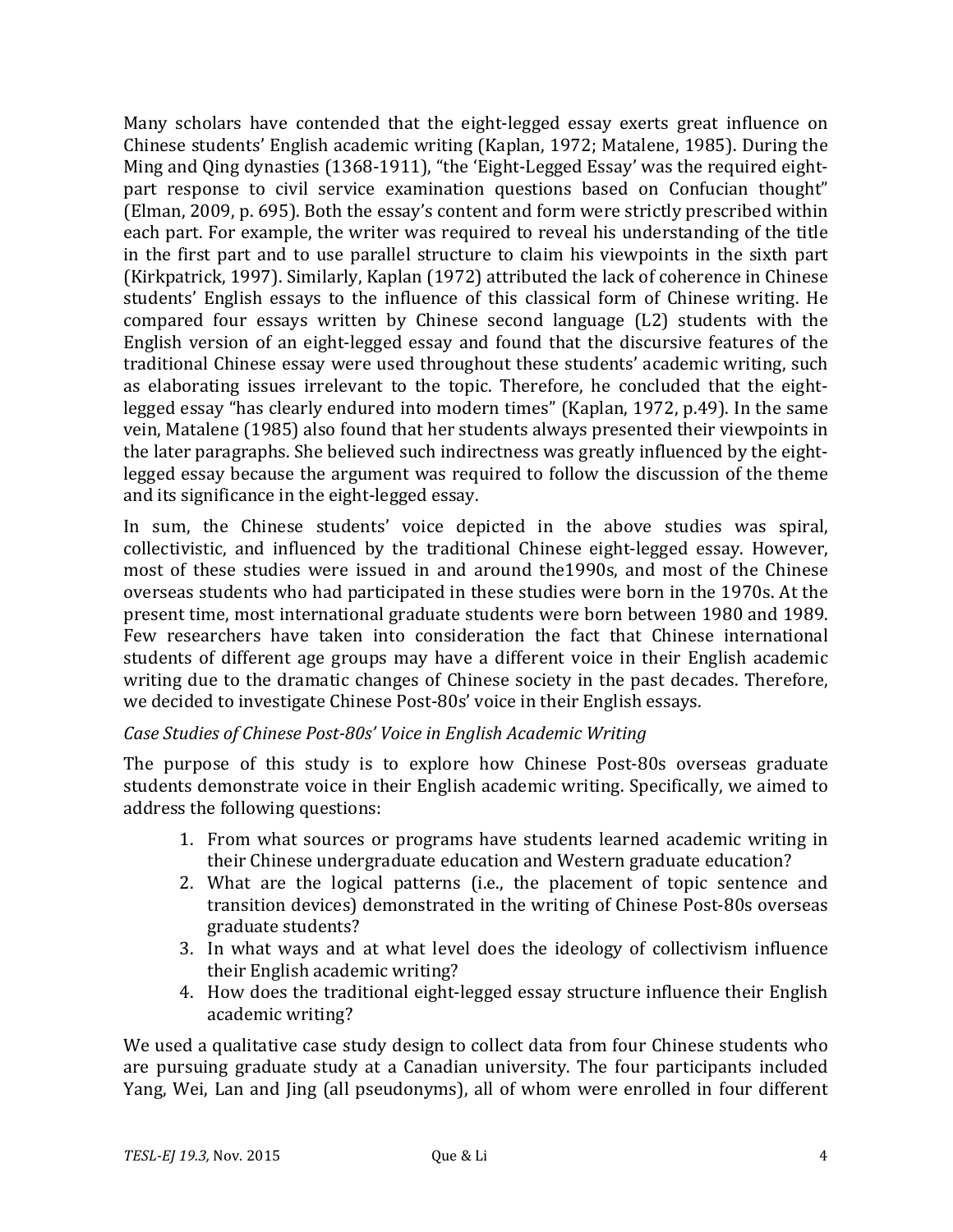Many scholars have contended that the eight-legged essay exerts great influence on Chinese students' English academic writing (Kaplan, 1972; Matalene, 1985). During the Ming and Qing dynasties (1368-1911), "the 'Eight-Legged Essay' was the required eight-part response to civil service examination questions based on Confucian thought" (Elman, 2009, p. 695). Both the essay's content and form were strictly prescribed within each part. For example, the writer was required to reveal his understanding of the title in the first part and to use parallel structure to claim his viewpoints in the sixth part (Kirkpatrick, 1997). Similarly, Kaplan (1972) attributed the lack of coherence in Chinese students' English essays to the influence of this classical form of Chinese writing. He compared four essays written by Chinese second language (L2) students with the English version of an eight-legged essay and found that the discursive features of the traditional Chinese essay were used throughout these students' academic writing, such as elaborating issues irrelevant to the topic. Therefore, he concluded that the eight-legged essay "has clearly endured into modern times" (Kaplan, 1972, p.49). In the same vein, Matalene (1985) also found that her students always presented their viewpoints in the later paragraphs. She believed such indirectness was greatly influenced by the eight-legged essay because the argument was required to follow the discussion of the theme and its significance in the eight-legged essay.

In sum, the Chinese students' voice depicted in the above studies was spiral, collectivistic, and influenced by the traditional Chinese eight-legged essay. However, most of these studies were issued in and around the1990s, and most of the Chinese overseas students who had participated in these studies were born in the 1970s. At the present time, most international graduate students were born between 1980 and 1989. Few researchers have taken into consideration the fact that Chinese international students of different age groups may have a different voice in their English academic writing due to the dramatic changes of Chinese society in the past decades. Therefore, we decided to investigate Chinese Post-80s' voice in their English essays.

*Case Studies of Chinese Post-80s' Voice in English Academic Writing*

The purpose of this study is to explore how Chinese Post-80s overseas graduate students demonstrate voice in their English academic writing. Specifically, we aimed to address the following questions:

1. From what sources or programs have students learned academic writing in their Chinese undergraduate education and Western graduate education?
2. What are the logical patterns (i.e., the placement of topic sentence and transition devices) demonstrated in the writing of Chinese Post-80s overseas graduate students?
3. In what ways and at what level does the ideology of collectivism influence their English academic writing?
4. How does the traditional eight-legged essay structure influence their English academic writing?

We used a qualitative case study design to collect data from four Chinese students who are pursuing graduate study at a Canadian university. The four participants included Yang, Wei, Lan and Jing (all pseudonyms), all of whom were enrolled in four different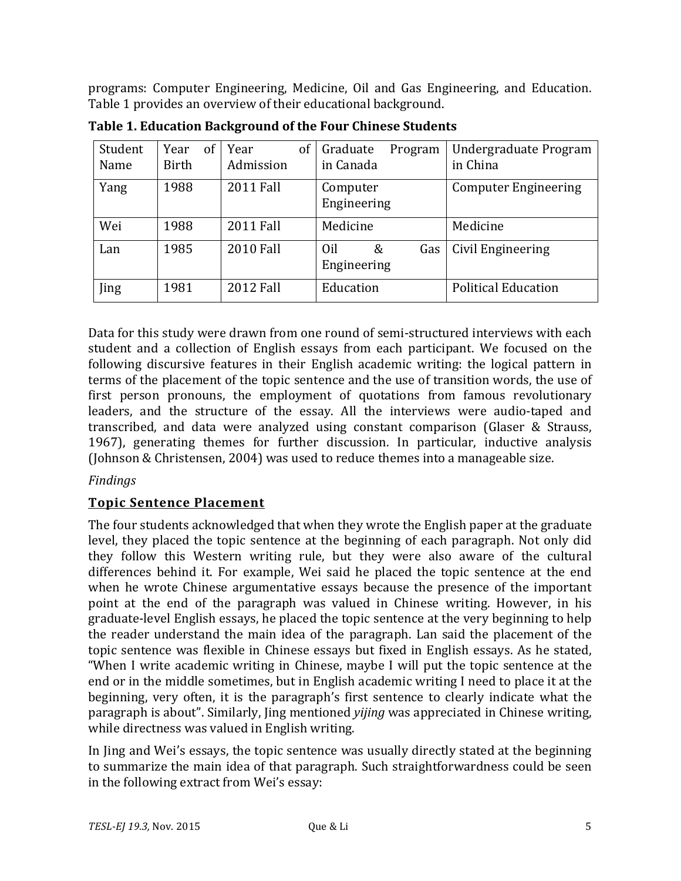programs: Computer Engineering, Medicine, Oil and Gas Engineering, and Education. Table 1 provides an overview of their educational background.

**Table 1. Education Background of the Four Chinese Students**

| Student Name | Year of Birth | Year of Admission | Graduate Program in Canada | Undergraduate Program in China |
|---|---|---|---|---|
| Yang | 1988 | 2011 Fall | Computer Engineering | Computer Engineering |
| Wei | 1988 | 2011 Fall | Medicine | Medicine |
| Lan | 1985 | 2010 Fall | Oil & Gas Engineering | Civil Engineering |
| Jing | 1981 | 2012 Fall | Education | Political Education |

Data for this study were drawn from one round of semi-structured interviews with each student and a collection of English essays from each participant. We focused on the following discursive features in their English academic writing: the logical pattern in terms of the placement of the topic sentence and the use of transition words, the use of first person pronouns, the employment of quotations from famous revolutionary leaders, and the structure of the essay. All the interviews were audio-taped and transcribed, and data were analyzed using constant comparison (Glaser & Strauss, 1967), generating themes for further discussion. In particular, inductive analysis (Johnson & Christensen, 2004) was used to reduce themes into a manageable size.

*Findings*

## Topic Sentence Placement

The four students acknowledged that when they wrote the English paper at the graduate level, they placed the topic sentence at the beginning of each paragraph. Not only did they follow this Western writing rule, but they were also aware of the cultural differences behind it. For example, Wei said he placed the topic sentence at the end when he wrote Chinese argumentative essays because the presence of the important point at the end of the paragraph was valued in Chinese writing. However, in his graduate-level English essays, he placed the topic sentence at the very beginning to help the reader understand the main idea of the paragraph. Lan said the placement of the topic sentence was flexible in Chinese essays but fixed in English essays. As he stated, "When I write academic writing in Chinese, maybe I will put the topic sentence at the end or in the middle sometimes, but in English academic writing I need to place it at the beginning, very often, it is the paragraph's first sentence to clearly indicate what the paragraph is about". Similarly, Jing mentioned *yijing* was appreciated in Chinese writing, while directness was valued in English writing.

In Jing and Wei's essays, the topic sentence was usually directly stated at the beginning to summarize the main idea of that paragraph. Such straightforwardness could be seen in the following extract from Wei's essay: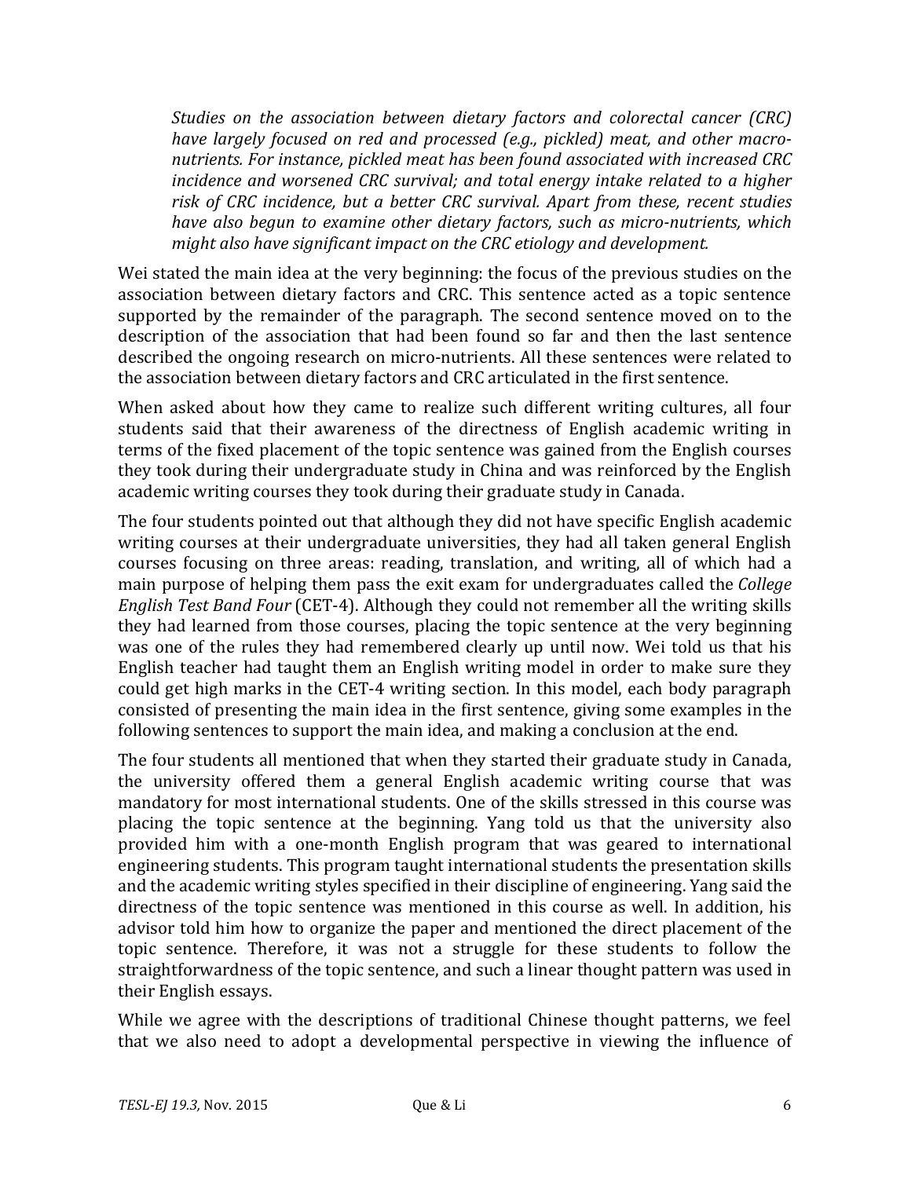> *Studies on the association between dietary factors and colorectal cancer (CRC) have largely focused on red and processed (e.g., pickled) meat, and other macro-nutrients. For instance, pickled meat has been found associated with increased CRC incidence and worsened CRC survival; and total energy intake related to a higher risk of CRC incidence, but a better CRC survival. Apart from these, recent studies have also begun to examine other dietary factors, such as micro-nutrients, which might also have significant impact on the CRC etiology and development.*

Wei stated the main idea at the very beginning: the focus of the previous studies on the association between dietary factors and CRC. This sentence acted as a topic sentence supported by the remainder of the paragraph. The second sentence moved on to the description of the association that had been found so far and then the last sentence described the ongoing research on micro-nutrients. All these sentences were related to the association between dietary factors and CRC articulated in the first sentence.

When asked about how they came to realize such different writing cultures, all four students said that their awareness of the directness of English academic writing in terms of the fixed placement of the topic sentence was gained from the English courses they took during their undergraduate study in China and was reinforced by the English academic writing courses they took during their graduate study in Canada.

The four students pointed out that although they did not have specific English academic writing courses at their undergraduate universities, they had all taken general English courses focusing on three areas: reading, translation, and writing, all of which had a main purpose of helping them pass the exit exam for undergraduates called the *College English Test Band Four* (CET-4). Although they could not remember all the writing skills they had learned from those courses, placing the topic sentence at the very beginning was one of the rules they had remembered clearly up until now. Wei told us that his English teacher had taught them an English writing model in order to make sure they could get high marks in the CET-4 writing section. In this model, each body paragraph consisted of presenting the main idea in the first sentence, giving some examples in the following sentences to support the main idea, and making a conclusion at the end.

The four students all mentioned that when they started their graduate study in Canada, the university offered them a general English academic writing course that was mandatory for most international students. One of the skills stressed in this course was placing the topic sentence at the beginning. Yang told us that the university also provided him with a one-month English program that was geared to international engineering students. This program taught international students the presentation skills and the academic writing styles specified in their discipline of engineering. Yang said the directness of the topic sentence was mentioned in this course as well. In addition, his advisor told him how to organize the paper and mentioned the direct placement of the topic sentence. Therefore, it was not a struggle for these students to follow the straightforwardness of the topic sentence, and such a linear thought pattern was used in their English essays.

While we agree with the descriptions of traditional Chinese thought patterns, we feel that we also need to adopt a developmental perspective in viewing the influence of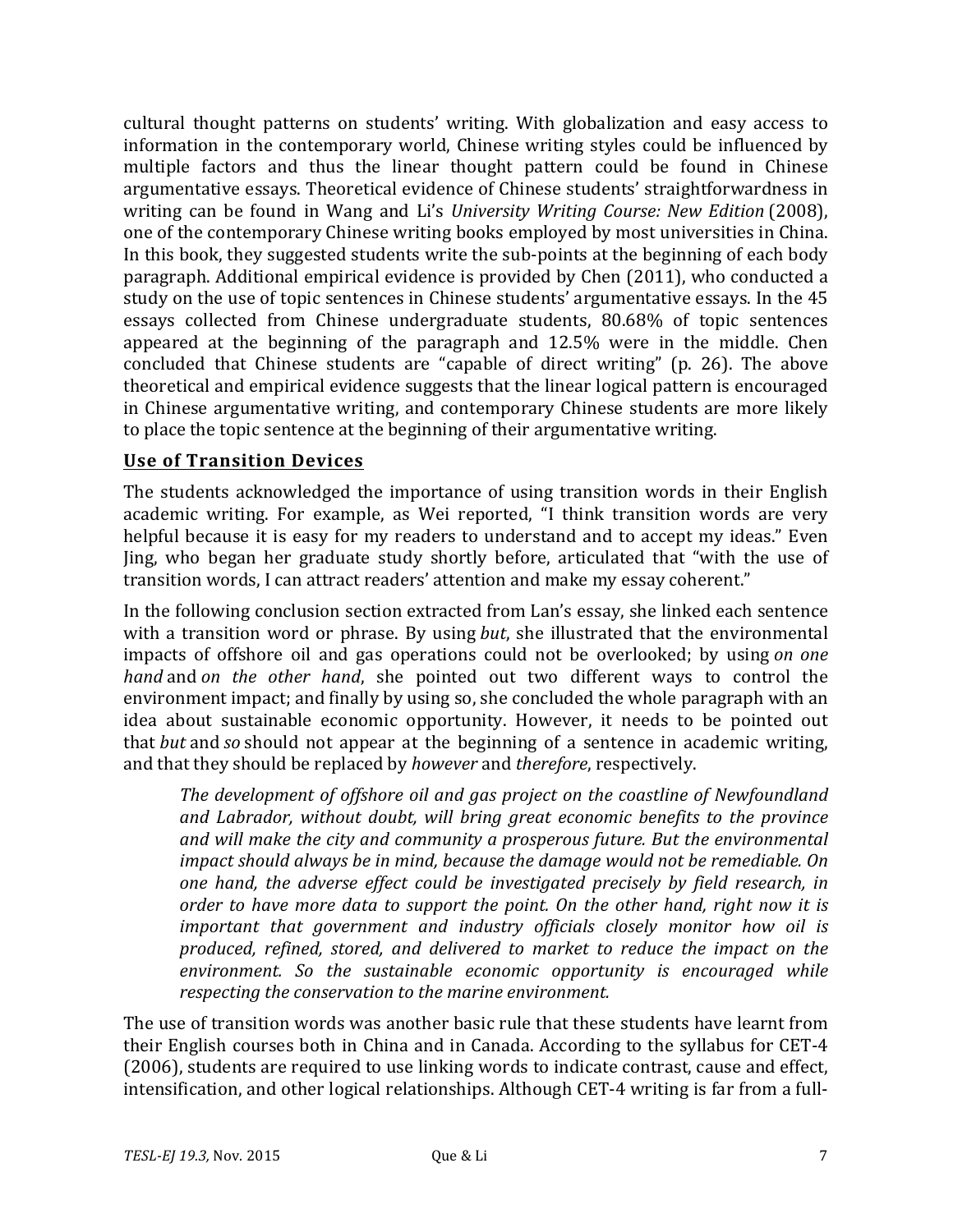cultural thought patterns on students' writing. With globalization and easy access to information in the contemporary world, Chinese writing styles could be influenced by multiple factors and thus the linear thought pattern could be found in Chinese argumentative essays. Theoretical evidence of Chinese students' straightforwardness in writing can be found in Wang and Li's *University Writing Course: New Edition* (2008), one of the contemporary Chinese writing books employed by most universities in China. In this book, they suggested students write the sub-points at the beginning of each body paragraph. Additional empirical evidence is provided by Chen (2011), who conducted a study on the use of topic sentences in Chinese students' argumentative essays. In the 45 essays collected from Chinese undergraduate students, 80.68% of topic sentences appeared at the beginning of the paragraph and 12.5% were in the middle. Chen concluded that Chinese students are "capable of direct writing" (p. 26). The above theoretical and empirical evidence suggests that the linear logical pattern is encouraged in Chinese argumentative writing, and contemporary Chinese students are more likely to place the topic sentence at the beginning of their argumentative writing.

## Use of Transition Devices

The students acknowledged the importance of using transition words in their English academic writing. For example, as Wei reported, "I think transition words are very helpful because it is easy for my readers to understand and to accept my ideas." Even Jing, who began her graduate study shortly before, articulated that "with the use of transition words, I can attract readers' attention and make my essay coherent."

In the following conclusion section extracted from Lan's essay, she linked each sentence with a transition word or phrase. By using *but*, she illustrated that the environmental impacts of offshore oil and gas operations could not be overlooked; by using *on one hand* and *on the other hand*, she pointed out two different ways to control the environment impact; and finally by using so, she concluded the whole paragraph with an idea about sustainable economic opportunity. However, it needs to be pointed out that *but* and *so* should not appear at the beginning of a sentence in academic writing, and that they should be replaced by *however* and *therefore*, respectively.

> *The development of offshore oil and gas project on the coastline of Newfoundland and Labrador, without doubt, will bring great economic benefits to the province and will make the city and community a prosperous future. But the environmental impact should always be in mind, because the damage would not be remediable. On one hand, the adverse effect could be investigated precisely by field research, in order to have more data to support the point. On the other hand, right now it is important that government and industry officials closely monitor how oil is produced, refined, stored, and delivered to market to reduce the impact on the environment. So the sustainable economic opportunity is encouraged while respecting the conservation to the marine environment.*

The use of transition words was another basic rule that these students have learnt from their English courses both in China and in Canada. According to the syllabus for CET-4 (2006), students are required to use linking words to indicate contrast, cause and effect, intensification, and other logical relationships. Although CET-4 writing is far from a full-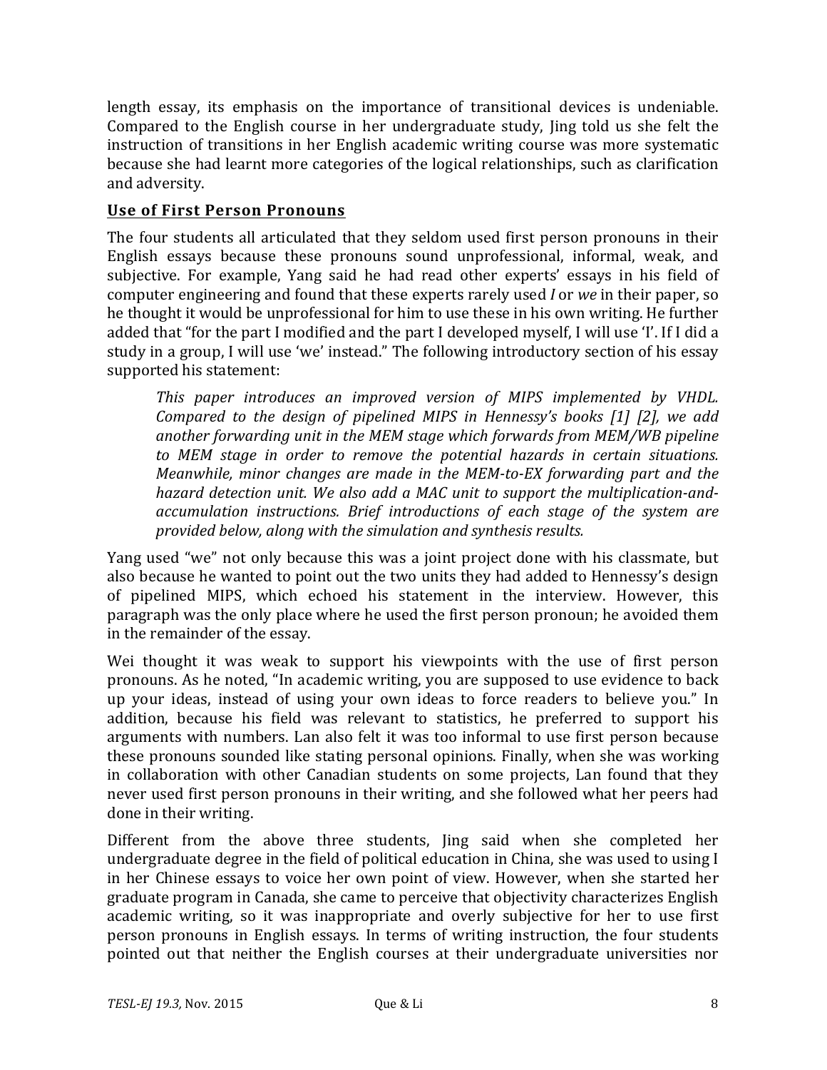length essay, its emphasis on the importance of transitional devices is undeniable. Compared to the English course in her undergraduate study, Jing told us she felt the instruction of transitions in her English academic writing course was more systematic because she had learnt more categories of the logical relationships, such as clarification and adversity.

## Use of First Person Pronouns

The four students all articulated that they seldom used first person pronouns in their English essays because these pronouns sound unprofessional, informal, weak, and subjective. For example, Yang said he had read other experts' essays in his field of computer engineering and found that these experts rarely used *I* or *we* in their paper, so he thought it would be unprofessional for him to use these in his own writing. He further added that "for the part I modified and the part I developed myself, I will use 'I'. If I did a study in a group, I will use 'we' instead." The following introductory section of his essay supported his statement:

> *This paper introduces an improved version of MIPS implemented by VHDL. Compared to the design of pipelined MIPS in Hennessy's books [1] [2], we add another forwarding unit in the MEM stage which forwards from MEM/WB pipeline to MEM stage in order to remove the potential hazards in certain situations. Meanwhile, minor changes are made in the MEM-to-EX forwarding part and the hazard detection unit. We also add a MAC unit to support the multiplication-and-accumulation instructions. Brief introductions of each stage of the system are provided below, along with the simulation and synthesis results.*

Yang used "we" not only because this was a joint project done with his classmate, but also because he wanted to point out the two units they had added to Hennessy's design of pipelined MIPS, which echoed his statement in the interview. However, this paragraph was the only place where he used the first person pronoun; he avoided them in the remainder of the essay.

Wei thought it was weak to support his viewpoints with the use of first person pronouns. As he noted, "In academic writing, you are supposed to use evidence to back up your ideas, instead of using your own ideas to force readers to believe you." In addition, because his field was relevant to statistics, he preferred to support his arguments with numbers. Lan also felt it was too informal to use first person because these pronouns sounded like stating personal opinions. Finally, when she was working in collaboration with other Canadian students on some projects, Lan found that they never used first person pronouns in their writing, and she followed what her peers had done in their writing.

Different from the above three students, Jing said when she completed her undergraduate degree in the field of political education in China, she was used to using I in her Chinese essays to voice her own point of view. However, when she started her graduate program in Canada, she came to perceive that objectivity characterizes English academic writing, so it was inappropriate and overly subjective for her to use first person pronouns in English essays. In terms of writing instruction, the four students pointed out that neither the English courses at their undergraduate universities nor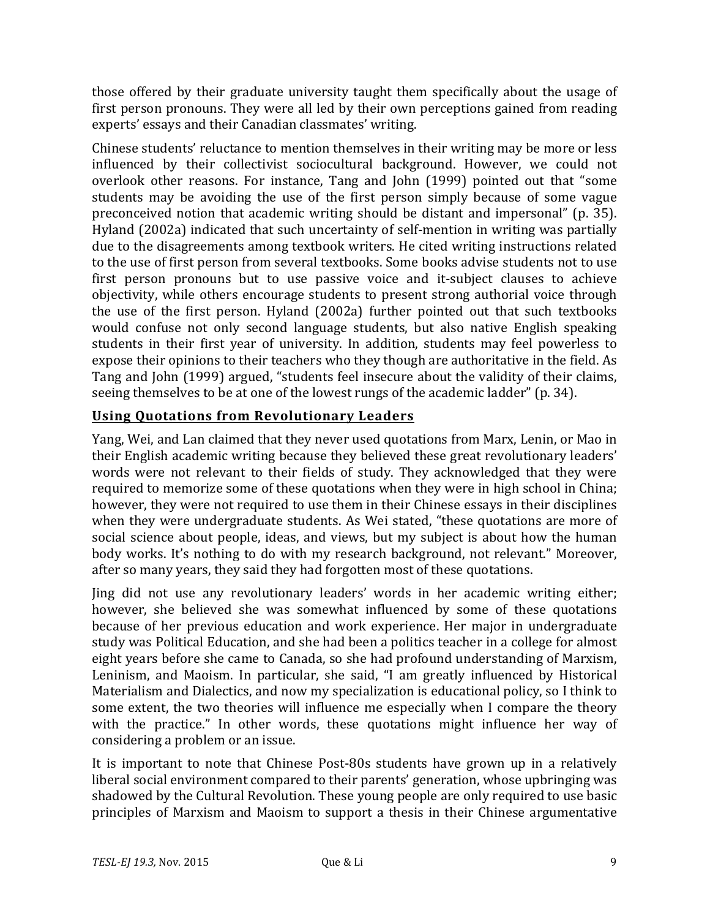those offered by their graduate university taught them specifically about the usage of first person pronouns. They were all led by their own perceptions gained from reading experts' essays and their Canadian classmates' writing.

Chinese students' reluctance to mention themselves in their writing may be more or less influenced by their collectivist sociocultural background. However, we could not overlook other reasons. For instance, Tang and John (1999) pointed out that "some students may be avoiding the use of the first person simply because of some vague preconceived notion that academic writing should be distant and impersonal" (p. 35). Hyland (2002a) indicated that such uncertainty of self-mention in writing was partially due to the disagreements among textbook writers. He cited writing instructions related to the use of first person from several textbooks. Some books advise students not to use first person pronouns but to use passive voice and it-subject clauses to achieve objectivity, while others encourage students to present strong authorial voice through the use of the first person. Hyland (2002a) further pointed out that such textbooks would confuse not only second language students, but also native English speaking students in their first year of university. In addition, students may feel powerless to expose their opinions to their teachers who they though are authoritative in the field. As Tang and John (1999) argued, "students feel insecure about the validity of their claims, seeing themselves to be at one of the lowest rungs of the academic ladder" (p. 34).

## Using Quotations from Revolutionary Leaders

Yang, Wei, and Lan claimed that they never used quotations from Marx, Lenin, or Mao in their English academic writing because they believed these great revolutionary leaders' words were not relevant to their fields of study. They acknowledged that they were required to memorize some of these quotations when they were in high school in China; however, they were not required to use them in their Chinese essays in their disciplines when they were undergraduate students. As Wei stated, "these quotations are more of social science about people, ideas, and views, but my subject is about how the human body works. It's nothing to do with my research background, not relevant." Moreover, after so many years, they said they had forgotten most of these quotations.

Jing did not use any revolutionary leaders' words in her academic writing either; however, she believed she was somewhat influenced by some of these quotations because of her previous education and work experience. Her major in undergraduate study was Political Education, and she had been a politics teacher in a college for almost eight years before she came to Canada, so she had profound understanding of Marxism, Leninism, and Maoism. In particular, she said, "I am greatly influenced by Historical Materialism and Dialectics, and now my specialization is educational policy, so I think to some extent, the two theories will influence me especially when I compare the theory with the practice." In other words, these quotations might influence her way of considering a problem or an issue.

It is important to note that Chinese Post-80s students have grown up in a relatively liberal social environment compared to their parents' generation, whose upbringing was shadowed by the Cultural Revolution. These young people are only required to use basic principles of Marxism and Maoism to support a thesis in their Chinese argumentative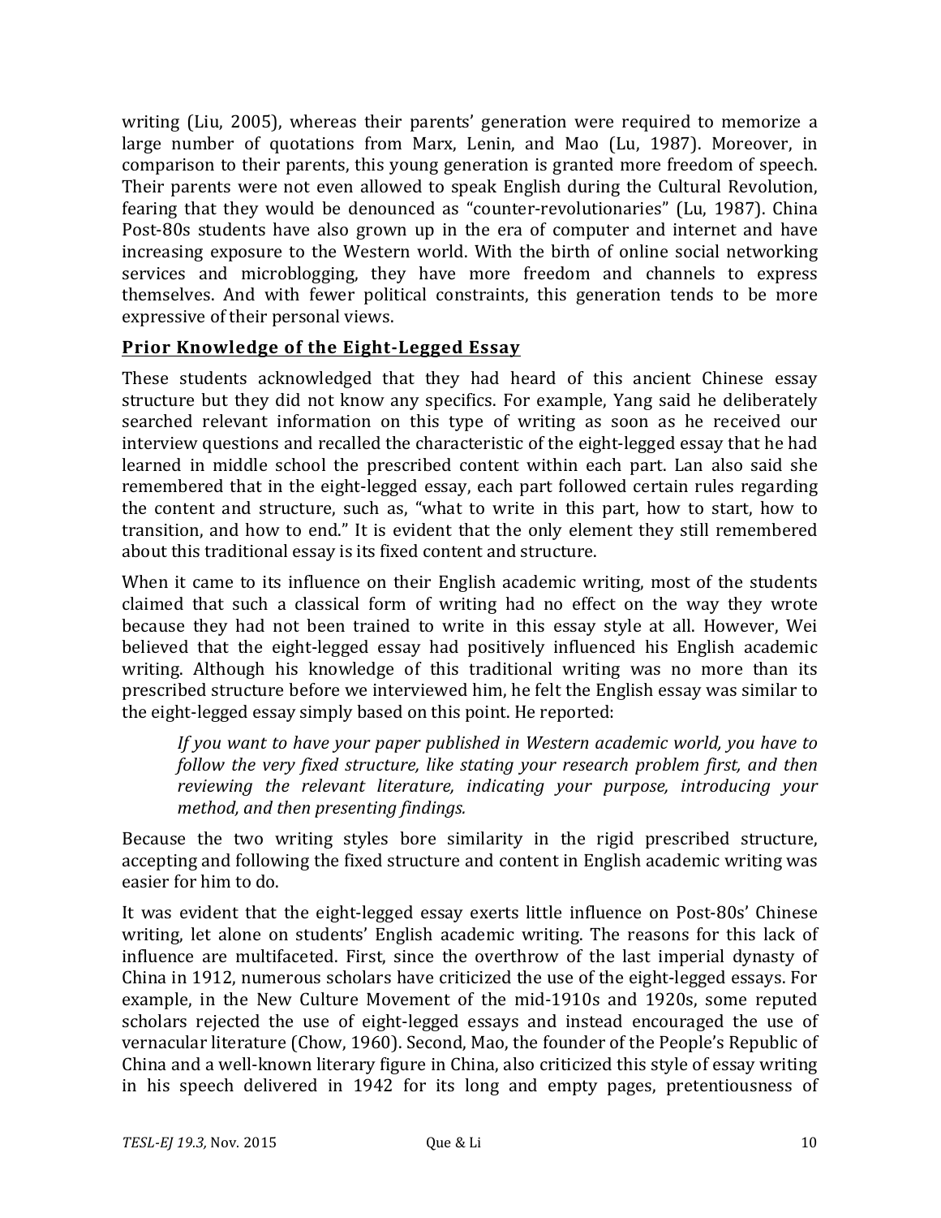writing (Liu, 2005), whereas their parents' generation were required to memorize a large number of quotations from Marx, Lenin, and Mao (Lu, 1987). Moreover, in comparison to their parents, this young generation is granted more freedom of speech. Their parents were not even allowed to speak English during the Cultural Revolution, fearing that they would be denounced as "counter-revolutionaries" (Lu, 1987). China Post-80s students have also grown up in the era of computer and internet and have increasing exposure to the Western world. With the birth of online social networking services and microblogging, they have more freedom and channels to express themselves. And with fewer political constraints, this generation tends to be more expressive of their personal views.

## Prior Knowledge of the Eight-Legged Essay

These students acknowledged that they had heard of this ancient Chinese essay structure but they did not know any specifics. For example, Yang said he deliberately searched relevant information on this type of writing as soon as he received our interview questions and recalled the characteristic of the eight-legged essay that he had learned in middle school the prescribed content within each part. Lan also said she remembered that in the eight-legged essay, each part followed certain rules regarding the content and structure, such as, "what to write in this part, how to start, how to transition, and how to end." It is evident that the only element they still remembered about this traditional essay is its fixed content and structure.

When it came to its influence on their English academic writing, most of the students claimed that such a classical form of writing had no effect on the way they wrote because they had not been trained to write in this essay style at all. However, Wei believed that the eight-legged essay had positively influenced his English academic writing. Although his knowledge of this traditional writing was no more than its prescribed structure before we interviewed him, he felt the English essay was similar to the eight-legged essay simply based on this point. He reported:

> *If you want to have your paper published in Western academic world, you have to follow the very fixed structure, like stating your research problem first, and then reviewing the relevant literature, indicating your purpose, introducing your method, and then presenting findings.*

Because the two writing styles bore similarity in the rigid prescribed structure, accepting and following the fixed structure and content in English academic writing was easier for him to do.

It was evident that the eight-legged essay exerts little influence on Post-80s' Chinese writing, let alone on students' English academic writing. The reasons for this lack of influence are multifaceted. First, since the overthrow of the last imperial dynasty of China in 1912, numerous scholars have criticized the use of the eight-legged essays. For example, in the New Culture Movement of the mid-1910s and 1920s, some reputed scholars rejected the use of eight-legged essays and instead encouraged the use of vernacular literature (Chow, 1960). Second, Mao, the founder of the People's Republic of China and a well-known literary figure in China, also criticized this style of essay writing in his speech delivered in 1942 for its long and empty pages, pretentiousness of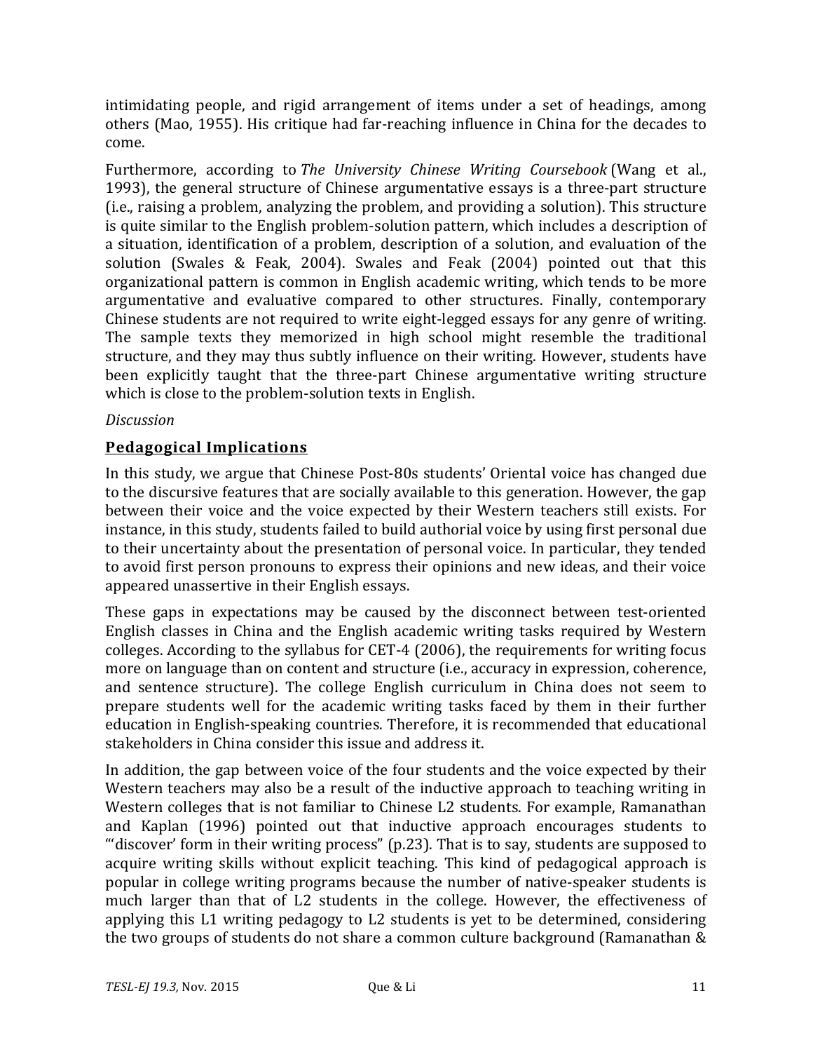intimidating people, and rigid arrangement of items under a set of headings, among others (Mao, 1955). His critique had far-reaching influence in China for the decades to come.

Furthermore, according to *The University Chinese Writing Coursebook* (Wang et al., 1993), the general structure of Chinese argumentative essays is a three-part structure (i.e., raising a problem, analyzing the problem, and providing a solution). This structure is quite similar to the English problem-solution pattern, which includes a description of a situation, identification of a problem, description of a solution, and evaluation of the solution (Swales & Feak, 2004). Swales and Feak (2004) pointed out that this organizational pattern is common in English academic writing, which tends to be more argumentative and evaluative compared to other structures. Finally, contemporary Chinese students are not required to write eight-legged essays for any genre of writing. The sample texts they memorized in high school might resemble the traditional structure, and they may thus subtly influence on their writing. However, students have been explicitly taught that the three-part Chinese argumentative writing structure which is close to the problem-solution texts in English.

*Discussion*

## Pedagogical Implications

In this study, we argue that Chinese Post-80s students' Oriental voice has changed due to the discursive features that are socially available to this generation. However, the gap between their voice and the voice expected by their Western teachers still exists. For instance, in this study, students failed to build authorial voice by using first personal due to their uncertainty about the presentation of personal voice. In particular, they tended to avoid first person pronouns to express their opinions and new ideas, and their voice appeared unassertive in their English essays.

These gaps in expectations may be caused by the disconnect between test-oriented English classes in China and the English academic writing tasks required by Western colleges. According to the syllabus for CET-4 (2006), the requirements for writing focus more on language than on content and structure (i.e., accuracy in expression, coherence, and sentence structure). The college English curriculum in China does not seem to prepare students well for the academic writing tasks faced by them in their further education in English-speaking countries. Therefore, it is recommended that educational stakeholders in China consider this issue and address it.

In addition, the gap between voice of the four students and the voice expected by their Western teachers may also be a result of the inductive approach to teaching writing in Western colleges that is not familiar to Chinese L2 students. For example, Ramanathan and Kaplan (1996) pointed out that inductive approach encourages students to "'discover' form in their writing process" (p.23). That is to say, students are supposed to acquire writing skills without explicit teaching. This kind of pedagogical approach is popular in college writing programs because the number of native-speaker students is much larger than that of L2 students in the college. However, the effectiveness of applying this L1 writing pedagogy to L2 students is yet to be determined, considering the two groups of students do not share a common culture background (Ramanathan &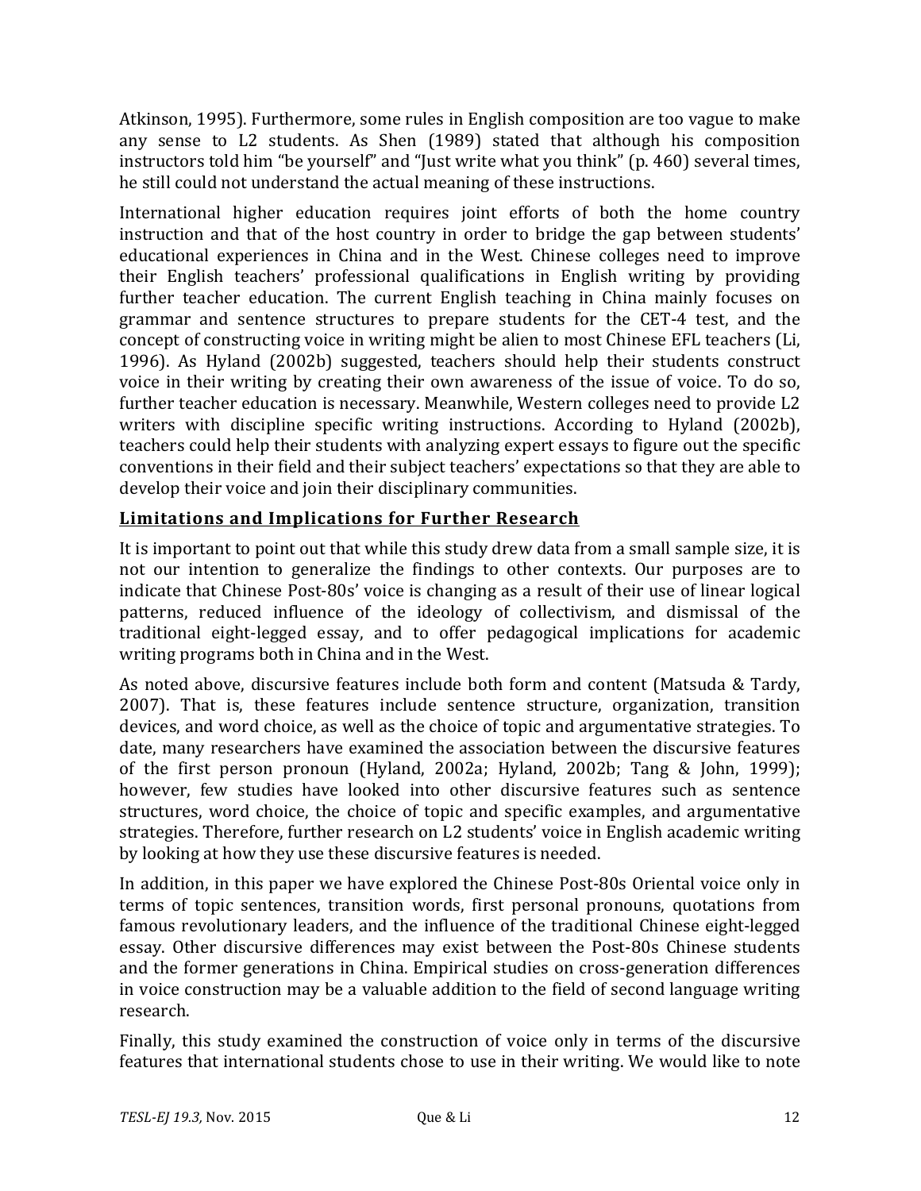Atkinson, 1995). Furthermore, some rules in English composition are too vague to make any sense to L2 students. As Shen (1989) stated that although his composition instructors told him "be yourself" and "Just write what you think" (p. 460) several times, he still could not understand the actual meaning of these instructions.

International higher education requires joint efforts of both the home country instruction and that of the host country in order to bridge the gap between students' educational experiences in China and in the West. Chinese colleges need to improve their English teachers' professional qualifications in English writing by providing further teacher education. The current English teaching in China mainly focuses on grammar and sentence structures to prepare students for the CET-4 test, and the concept of constructing voice in writing might be alien to most Chinese EFL teachers (Li, 1996). As Hyland (2002b) suggested, teachers should help their students construct voice in their writing by creating their own awareness of the issue of voice. To do so, further teacher education is necessary. Meanwhile, Western colleges need to provide L2 writers with discipline specific writing instructions. According to Hyland (2002b), teachers could help their students with analyzing expert essays to figure out the specific conventions in their field and their subject teachers' expectations so that they are able to develop their voice and join their disciplinary communities.

## Limitations and Implications for Further Research

It is important to point out that while this study drew data from a small sample size, it is not our intention to generalize the findings to other contexts. Our purposes are to indicate that Chinese Post-80s' voice is changing as a result of their use of linear logical patterns, reduced influence of the ideology of collectivism, and dismissal of the traditional eight-legged essay, and to offer pedagogical implications for academic writing programs both in China and in the West.

As noted above, discursive features include both form and content (Matsuda & Tardy, 2007). That is, these features include sentence structure, organization, transition devices, and word choice, as well as the choice of topic and argumentative strategies. To date, many researchers have examined the association between the discursive features of the first person pronoun (Hyland, 2002a; Hyland, 2002b; Tang & John, 1999); however, few studies have looked into other discursive features such as sentence structures, word choice, the choice of topic and specific examples, and argumentative strategies. Therefore, further research on L2 students' voice in English academic writing by looking at how they use these discursive features is needed.

In addition, in this paper we have explored the Chinese Post-80s Oriental voice only in terms of topic sentences, transition words, first personal pronouns, quotations from famous revolutionary leaders, and the influence of the traditional Chinese eight-legged essay. Other discursive differences may exist between the Post-80s Chinese students and the former generations in China. Empirical studies on cross-generation differences in voice construction may be a valuable addition to the field of second language writing research.

Finally, this study examined the construction of voice only in terms of the discursive features that international students chose to use in their writing. We would like to note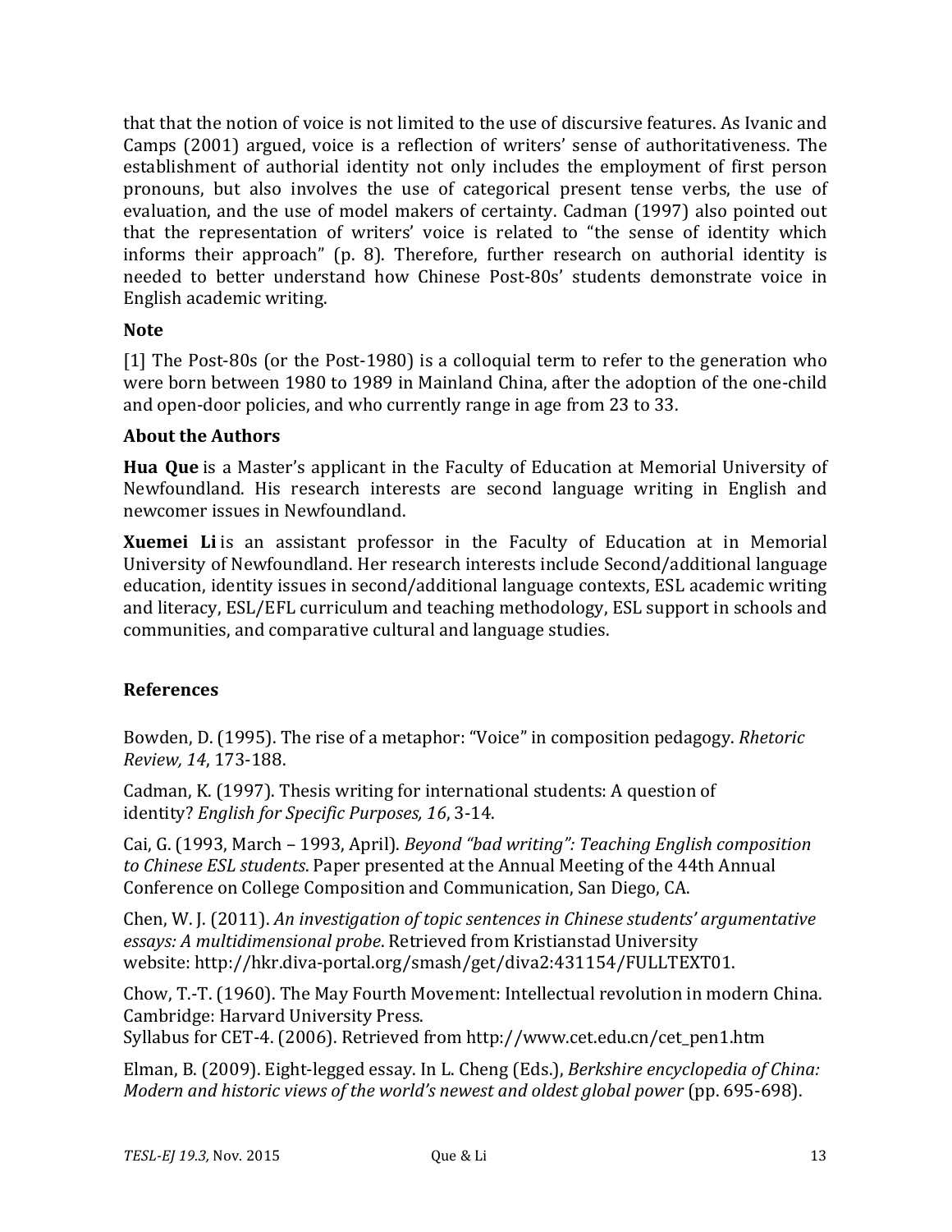that that the notion of voice is not limited to the use of discursive features. As Ivanic and Camps (2001) argued, voice is a reflection of writers' sense of authoritativeness. The establishment of authorial identity not only includes the employment of first person pronouns, but also involves the use of categorical present tense verbs, the use of evaluation, and the use of model makers of certainty. Cadman (1997) also pointed out that the representation of writers' voice is related to "the sense of identity which informs their approach" (p. 8). Therefore, further research on authorial identity is needed to better understand how Chinese Post-80s' students demonstrate voice in English academic writing.

### Note

[1] The Post-80s (or the Post-1980) is a colloquial term to refer to the generation who were born between 1980 to 1989 in Mainland China, after the adoption of the one-child and open-door policies, and who currently range in age from 23 to 33.

### About the Authors

**Hua Que** is a Master's applicant in the Faculty of Education at Memorial University of Newfoundland. His research interests are second language writing in English and newcomer issues in Newfoundland.

**Xuemei Li** is an assistant professor in the Faculty of Education at in Memorial University of Newfoundland. Her research interests include Second/additional language education, identity issues in second/additional language contexts, ESL academic writing and literacy, ESL/EFL curriculum and teaching methodology, ESL support in schools and communities, and comparative cultural and language studies.

### References

Bowden, D. (1995). The rise of a metaphor: "Voice" in composition pedagogy. *Rhetoric Review, 14*, 173-188.

Cadman, K. (1997). Thesis writing for international students: A question of identity? *English for Specific Purposes, 16*, 3-14.

Cai, G. (1993, March – 1993, April). *Beyond "bad writing": Teaching English composition to Chinese ESL students*. Paper presented at the Annual Meeting of the 44th Annual Conference on College Composition and Communication, San Diego, CA.

Chen, W. J. (2011). *An investigation of topic sentences in Chinese students' argumentative essays: A multidimensional probe*. Retrieved from Kristianstad University website: http://hkr.diva-portal.org/smash/get/diva2:431154/FULLTEXT01.

Chow, T.-T. (1960). The May Fourth Movement: Intellectual revolution in modern China. Cambridge: Harvard University Press.
Syllabus for CET-4. (2006). Retrieved from http://www.cet.edu.cn/cet_pen1.htm

Elman, B. (2009). Eight-legged essay. In L. Cheng (Eds.), *Berkshire encyclopedia of China: Modern and historic views of the world's newest and oldest global power* (pp. 695-698).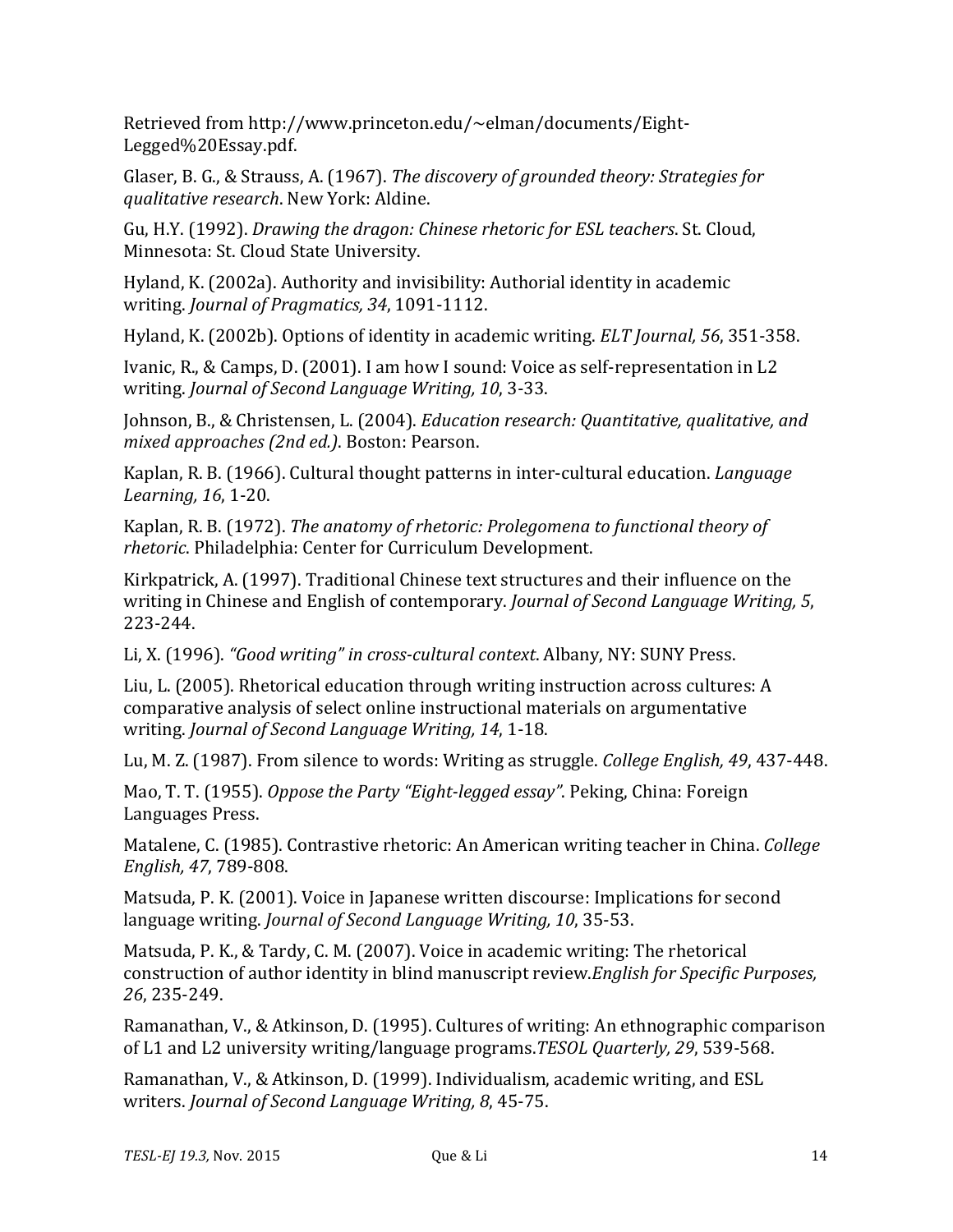Retrieved from http://www.princeton.edu/~elman/documents/Eight-Legged%20Essay.pdf.

Glaser, B. G., & Strauss, A. (1967). *The discovery of grounded theory: Strategies for qualitative research*. New York: Aldine.

Gu, H.Y. (1992). *Drawing the dragon: Chinese rhetoric for ESL teachers*. St. Cloud, Minnesota: St. Cloud State University.

Hyland, K. (2002a). Authority and invisibility: Authorial identity in academic writing. *Journal of Pragmatics, 34*, 1091-1112.

Hyland, K. (2002b). Options of identity in academic writing. *ELT Journal, 56*, 351-358.

Ivanic, R., & Camps, D. (2001). I am how I sound: Voice as self-representation in L2 writing. *Journal of Second Language Writing, 10*, 3-33.

Johnson, B., & Christensen, L. (2004). *Education research: Quantitative, qualitative, and mixed approaches (2nd ed.)*. Boston: Pearson.

Kaplan, R. B. (1966). Cultural thought patterns in inter-cultural education. *Language Learning, 16*, 1-20.

Kaplan, R. B. (1972). *The anatomy of rhetoric: Prolegomena to functional theory of rhetoric*. Philadelphia: Center for Curriculum Development.

Kirkpatrick, A. (1997). Traditional Chinese text structures and their influence on the writing in Chinese and English of contemporary. *Journal of Second Language Writing, 5*, 223-244.

Li, X. (1996). *"Good writing" in cross-cultural context*. Albany, NY: SUNY Press.

Liu, L. (2005). Rhetorical education through writing instruction across cultures: A comparative analysis of select online instructional materials on argumentative writing. *Journal of Second Language Writing, 14*, 1-18.

Lu, M. Z. (1987). From silence to words: Writing as struggle. *College English, 49*, 437-448.

Mao, T. T. (1955). *Oppose the Party "Eight-legged essay"*. Peking, China: Foreign Languages Press.

Matalene, C. (1985). Contrastive rhetoric: An American writing teacher in China. *College English, 47*, 789-808.

Matsuda, P. K. (2001). Voice in Japanese written discourse: Implications for second language writing. *Journal of Second Language Writing, 10*, 35-53.

Matsuda, P. K., & Tardy, C. M. (2007). Voice in academic writing: The rhetorical construction of author identity in blind manuscript review.*English for Specific Purposes, 26*, 235-249.

Ramanathan, V., & Atkinson, D. (1995). Cultures of writing: An ethnographic comparison of L1 and L2 university writing/language programs.*TESOL Quarterly, 29*, 539-568.

Ramanathan, V., & Atkinson, D. (1999). Individualism, academic writing, and ESL writers. *Journal of Second Language Writing, 8*, 45-75.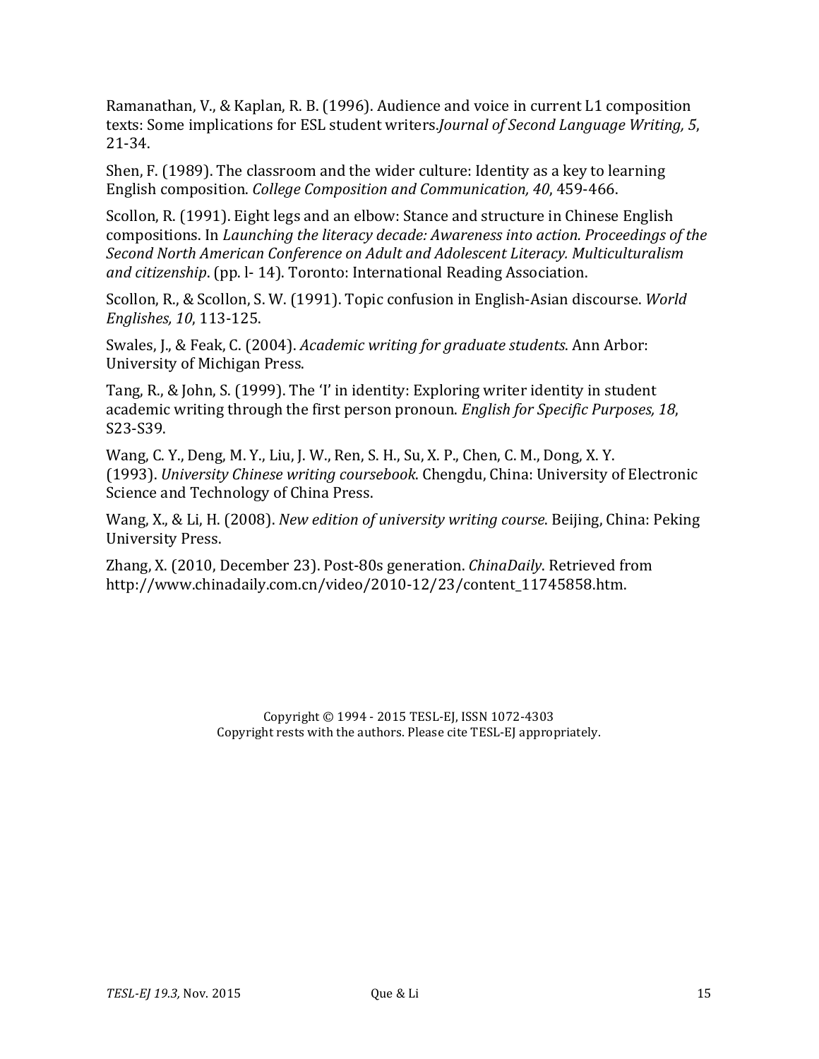Ramanathan, V., & Kaplan, R. B. (1996). Audience and voice in current L1 composition texts: Some implications for ESL student writers.*Journal of Second Language Writing, 5*, 21-34.

Shen, F. (1989). The classroom and the wider culture: Identity as a key to learning English composition. *College Composition and Communication, 40*, 459-466.

Scollon, R. (1991). Eight legs and an elbow: Stance and structure in Chinese English compositions. In *Launching the literacy decade: Awareness into action. Proceedings of the Second North American Conference on Adult and Adolescent Literacy. Multiculturalism and citizenship*. (pp. l- 14). Toronto: International Reading Association.

Scollon, R., & Scollon, S. W. (1991). Topic confusion in English-Asian discourse. *World Englishes, 10*, 113-125.

Swales, J., & Feak, C. (2004). *Academic writing for graduate students*. Ann Arbor: University of Michigan Press.

Tang, R., & John, S. (1999). The 'I' in identity: Exploring writer identity in student academic writing through the first person pronoun. *English for Specific Purposes, 18*, S23-S39.

Wang, C. Y., Deng, M. Y., Liu, J. W., Ren, S. H., Su, X. P., Chen, C. M., Dong, X. Y. (1993). *University Chinese writing coursebook*. Chengdu, China: University of Electronic Science and Technology of China Press.

Wang, X., & Li, H. (2008). *New edition of university writing course*. Beijing, China: Peking University Press.

Zhang, X. (2010, December 23). Post-80s generation. *ChinaDaily*. Retrieved from http://www.chinadaily.com.cn/video/2010-12/23/content_11745858.htm.

Copyright © 1994 - 2015 TESL-EJ, ISSN 1072-4303
Copyright rests with the authors. Please cite TESL-EJ appropriately.